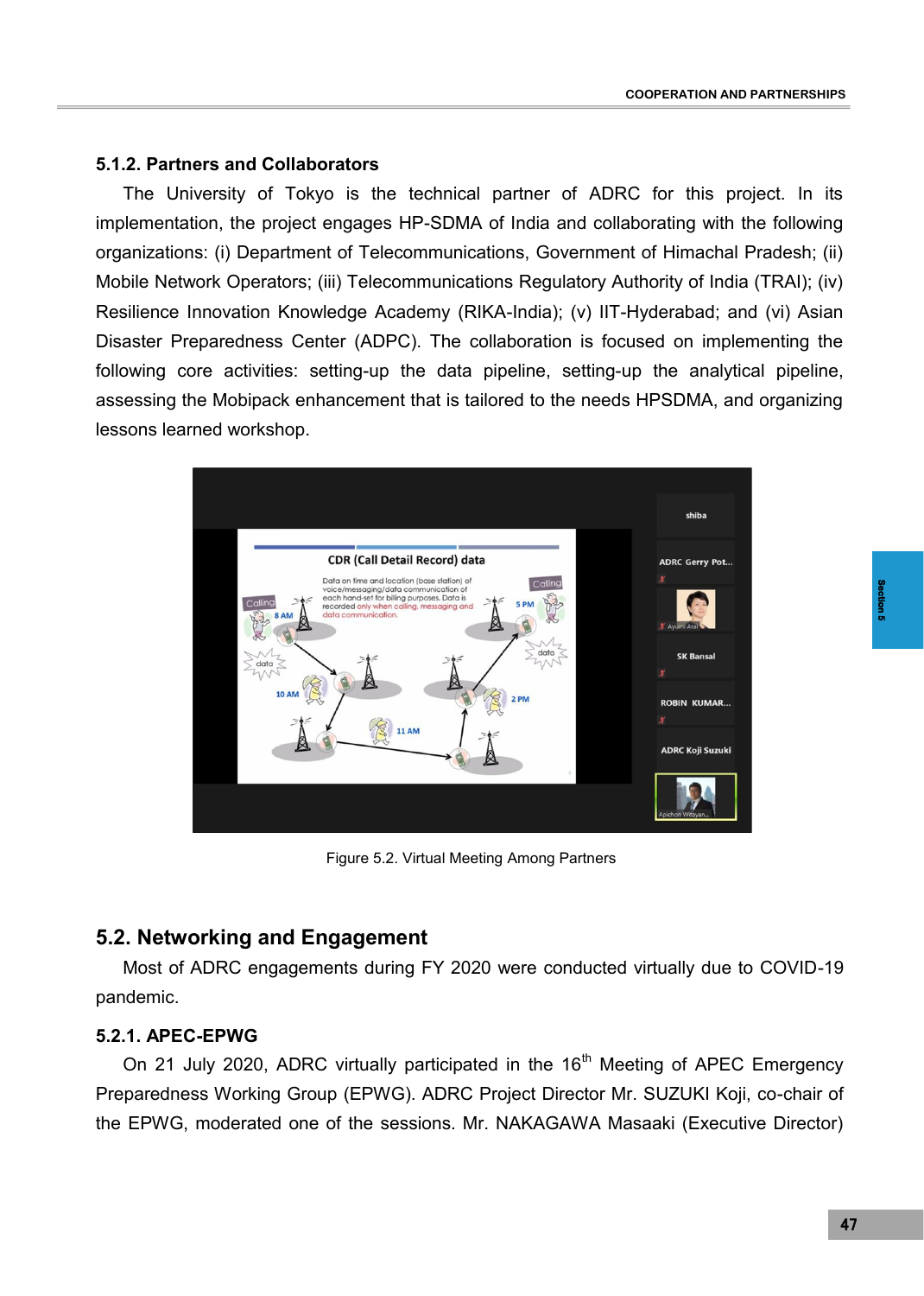### 5.1.2. Partners and Collaborators

The University of Tokyo is the technical partner of ADRC for this project. In its implementation, the project engages HP-SDMA of India and collaborating with the following organizations: (i) Department of Telecommunications, Government of Himachal Pradesh; (ii) Mobile Network Operators; (iii) Telecommunications Regulatory Authority of India (TRAI); (iv) Resilience Innovation Knowledge Academy (RIKA-India); (v) IIT-Hyderabad; and (vi) Asian Disaster Preparedness Center (ADPC). The collaboration is focused on implementing the following core activities: setting-up the data pipeline, setting-up the analytical pipeline, assessing the Mobipack enhancement that is tailored to the needs HPSDMA, and organizing lessons learned workshop.

Figure 5.2. Virtual Meeting Among Partners

## 5.2. Networking and Engagement

Most of ADRC engagements during FY 2020 were conducted virtually due to COVID-19 pandemic.

### 5.2.1. APEC-EPWG

On 21 July 2020, ADRC virtually participated in the 16th Meeting of APEC Emergency Preparedness Working Group (EPWG). ADRC Project Director Mr. SUZUKI Koji, co-chair of the EPWG, moderated one of the sessions. Mr. NAKAGAWA Masaaki (Executive Director)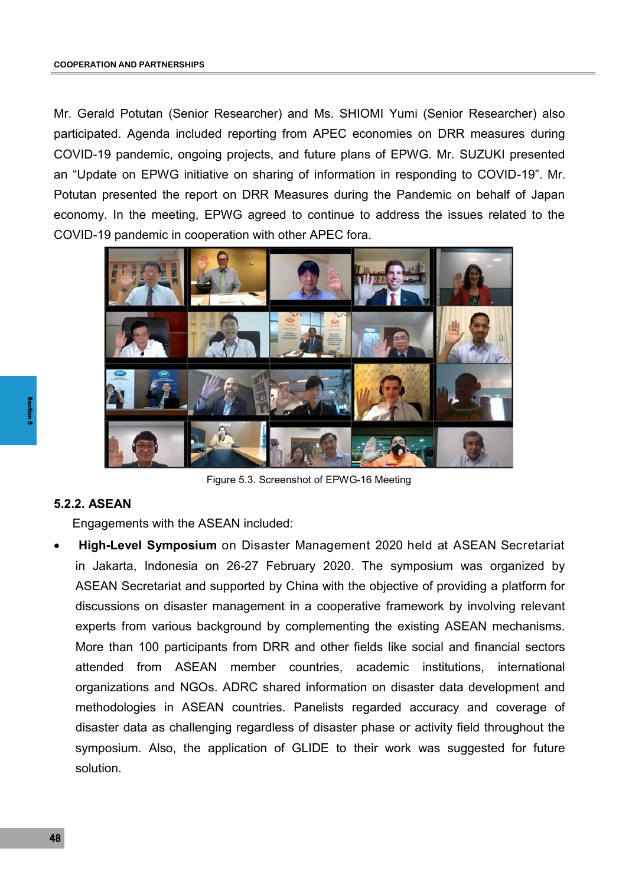Mr. Gerald Potutan (Senior Researcher) and Ms. SHIOMI Yumi (Senior Researcher) also participated. Agenda included reporting from APEC economies on DRR measures during COVID-19 pandemic, ongoing projects, and future plans of EPWG. Mr. SUZUKI presented an "Update on EPWG initiative on sharing of information in responding to COVID-19". Mr. Potutan presented the report on DRR Measures during the Pandemic on behalf of Japan economy. In the meeting, EPWG agreed to continue to address the issues related to the COVID-19 pandemic in cooperation with other APEC fora.

Figure 5.3. Screenshot of EPWG-16 Meeting

### 5.2.2. ASEAN

Engagements with the ASEAN included:

- **High-Level Symposium** on Disaster Management 2020 held at ASEAN Secretariat in Jakarta, Indonesia on 26-27 February 2020. The symposium was organized by ASEAN Secretariat and supported by China with the objective of providing a platform for discussions on disaster management in a cooperative framework by involving relevant experts from various background by complementing the existing ASEAN mechanisms. More than 100 participants from DRR and other fields like social and financial sectors attended from ASEAN member countries, academic institutions, international organizations and NGOs. ADRC shared information on disaster data development and methodologies in ASEAN countries. Panelists regarded accuracy and coverage of disaster data as challenging regardless of disaster phase or activity field throughout the symposium. Also, the application of GLIDE to their work was suggested for future solution.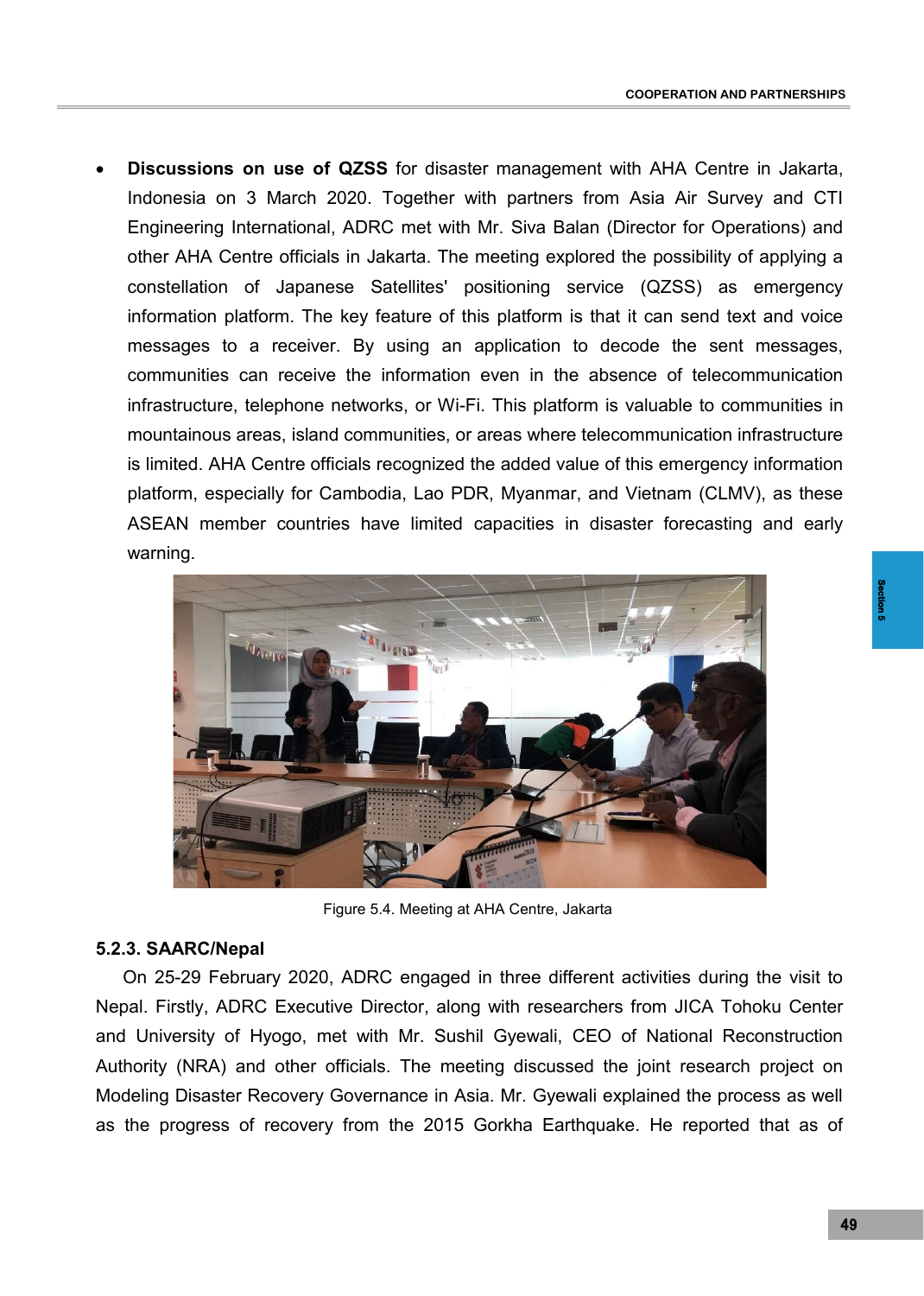- **Discussions on use of QZSS** for disaster management with AHA Centre in Jakarta, Indonesia on 3 March 2020. Together with partners from Asia Air Survey and CTI Engineering International, ADRC met with Mr. Siva Balan (Director for Operations) and other AHA Centre officials in Jakarta. The meeting explored the possibility of applying a constellation of Japanese Satellites' positioning service (QZSS) as emergency information platform. The key feature of this platform is that it can send text and voice messages to a receiver. By using an application to decode the sent messages, communities can receive the information even in the absence of telecommunication infrastructure, telephone networks, or Wi-Fi. This platform is valuable to communities in mountainous areas, island communities, or areas where telecommunication infrastructure is limited. AHA Centre officials recognized the added value of this emergency information platform, especially for Cambodia, Lao PDR, Myanmar, and Vietnam (CLMV), as these ASEAN member countries have limited capacities in disaster forecasting and early warning.

Figure 5.4. Meeting at AHA Centre, Jakarta

### 5.2.3. SAARC/Nepal

On 25-29 February 2020, ADRC engaged in three different activities during the visit to Nepal. Firstly, ADRC Executive Director, along with researchers from JICA Tohoku Center and University of Hyogo, met with Mr. Sushil Gyewali, CEO of National Reconstruction Authority (NRA) and other officials. The meeting discussed the joint research project on Modeling Disaster Recovery Governance in Asia. Mr. Gyewali explained the process as well as the progress of recovery from the 2015 Gorkha Earthquake. He reported that as of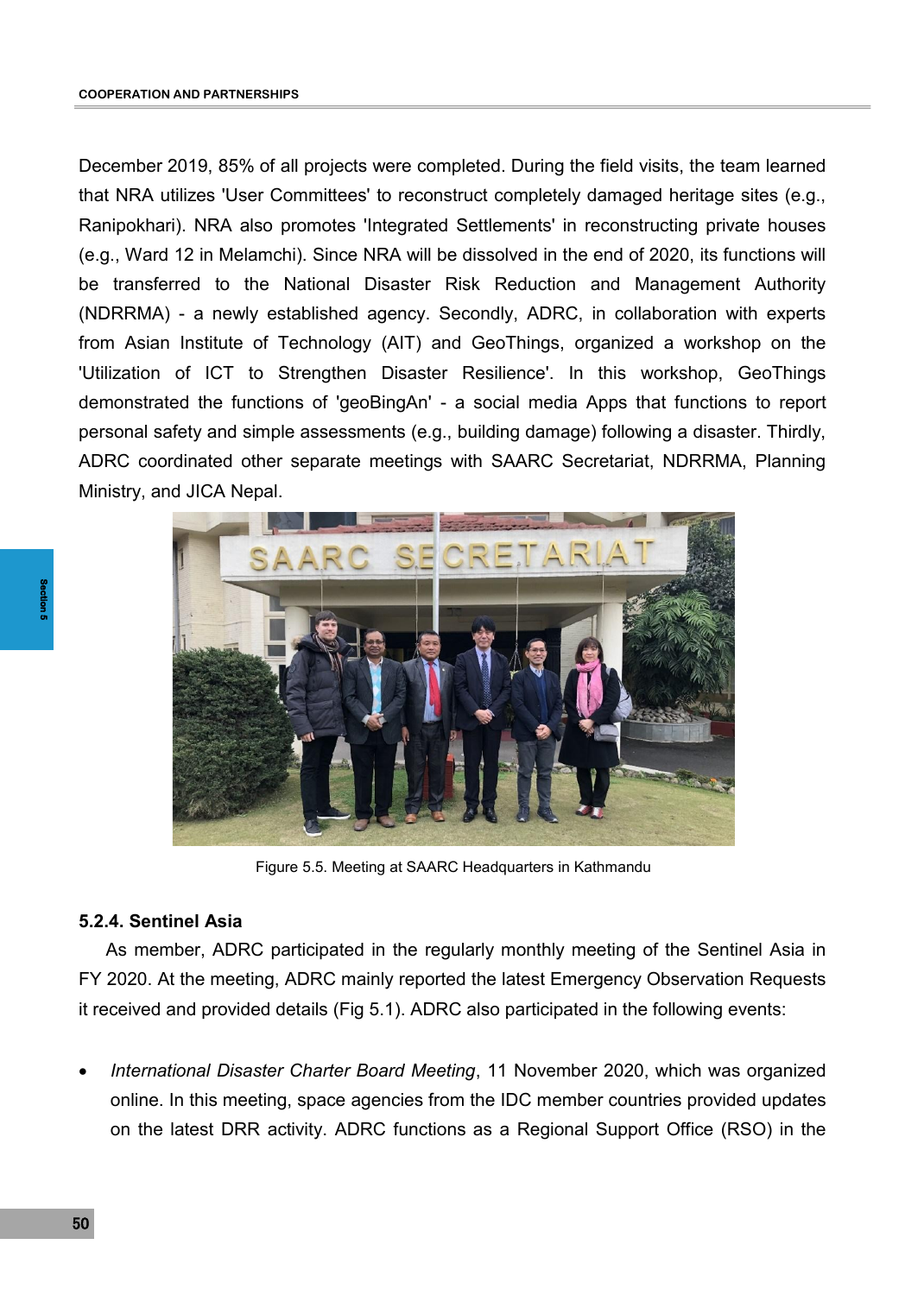December 2019, 85% of all projects were completed. During the field visits, the team learned that NRA utilizes 'User Committees' to reconstruct completely damaged heritage sites (e.g., Ranipokhari). NRA also promotes 'Integrated Settlements' in reconstructing private houses (e.g., Ward 12 in Melamchi). Since NRA will be dissolved in the end of 2020, its functions will be transferred to the National Disaster Risk Reduction and Management Authority (NDRRMA) - a newly established agency. Secondly, ADRC, in collaboration with experts from Asian Institute of Technology (AIT) and GeoThings, organized a workshop on the 'Utilization of ICT to Strengthen Disaster Resilience'. In this workshop, GeoThings demonstrated the functions of 'geoBingAn' - a social media Apps that functions to report personal safety and simple assessments (e.g., building damage) following a disaster. Thirdly, ADRC coordinated other separate meetings with SAARC Secretariat, NDRRMA, Planning Ministry, and JICA Nepal.

Figure 5.5. Meeting at SAARC Headquarters in Kathmandu

### 5.2.4. Sentinel Asia

As member, ADRC participated in the regularly monthly meeting of the Sentinel Asia in FY 2020. At the meeting, ADRC mainly reported the latest Emergency Observation Requests it received and provided details (Fig 5.1). ADRC also participated in the following events:

- *International Disaster Charter Board Meeting*, 11 November 2020, which was organized online. In this meeting, space agencies from the IDC member countries provided updates on the latest DRR activity. ADRC functions as a Regional Support Office (RSO) in the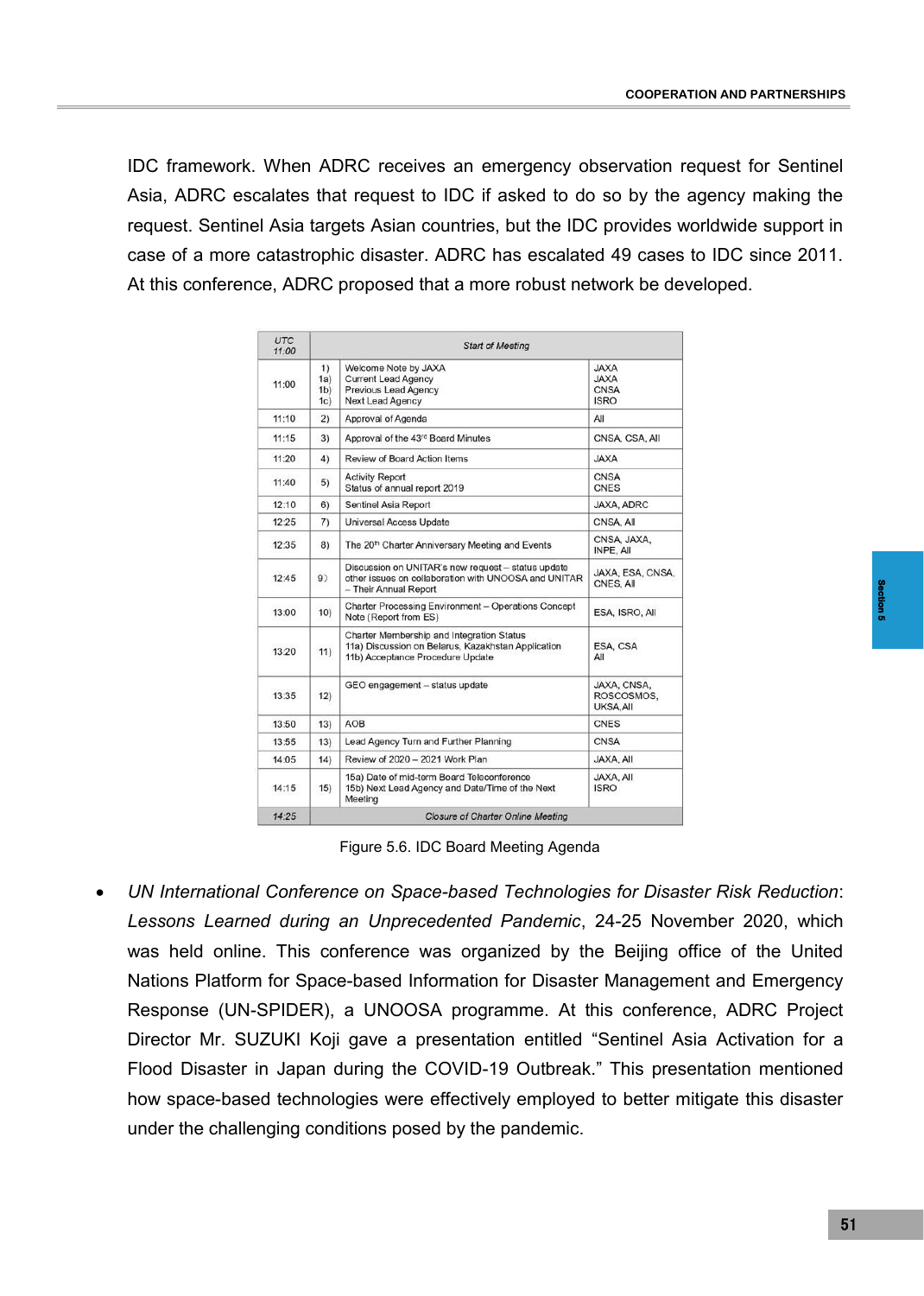IDC framework. When ADRC receives an emergency observation request for Sentinel Asia, ADRC escalates that request to IDC if asked to do so by the agency making the request. Sentinel Asia targets Asian countries, but the IDC provides worldwide support in case of a more catastrophic disaster. ADRC has escalated 49 cases to IDC since 2011. At this conference, ADRC proposed that a more robust network be developed.

| UTC 11:00 | | Start of Meeting | |
|---|---|---|---|
| 11:00 | 1)<br>1a)<br>1b)<br>1c) | Welcome Note by JAXA<br>Current Lead Agency<br>Previous Lead Agency<br>Next Lead Agency | JAXA<br>JAXA<br>CNSA<br>ISRO |
| 11:10 | 2) | Approval of Agenda | All |
| 11:15 | 3) | Approval of the 43rd Board Minutes | CNSA, CSA, All |
| 11:20 | 4) | Review of Board Action Items | JAXA |
| 11:40 | 5) | Activity Report<br>Status of annual report 2019 | CNSA<br>CNES |
| 12:10 | 6) | Sentinel Asia Report | JAXA, ADRC |
| 12:25 | 7) | Universal Access Update | CNSA, All |
| 12:35 | 8) | The 20th Charter Anniversary Meeting and Events | CNSA, JAXA, INPE, All |
| 12:45 | 9) | Discussion on UNITAR's new request – status update other issues on collaboration with UNOOSA and UNITAR – Their Annual Report | JAXA, ESA, CNSA, CNES, All |
| 13:00 | 10) | Charter Processing Environment – Operations Concept Note (Report from ES) | ESA, ISRO, All |
| 13:20 | 11) | Charter Membership and Integration Status<br>11a) Discussion on Belarus, Kazakhstan Application<br>11b) Acceptance Procedure Update | ESA, CSA<br>All |
| 13:35 | 12) | GEO engagement – status update | JAXA, CNSA, ROSCOSMOS, UKSA, All |
| 13:50 | 13) | AOB | CNES |
| 13:55 | 13) | Lead Agency Turn and Further Planning | CNSA |
| 14:05 | 14) | Review of 2020 – 2021 Work Plan | JAXA, All |
| 14:15 | 15) | 15a) Date of mid-term Board Teleconference<br>15b) Next Lead Agency and Date/Time of the Next Meeting | JAXA, All<br>ISRO |
| 14:25 | | Closure of Charter Online Meeting | |

Figure 5.6. IDC Board Meeting Agenda

- *UN International Conference on Space-based Technologies for Disaster Risk Reduction*: *Lessons Learned during an Unprecedented Pandemic*, 24-25 November 2020, which was held online. This conference was organized by the Beijing office of the United Nations Platform for Space-based Information for Disaster Management and Emergency Response (UN-SPIDER), a UNOOSA programme. At this conference, ADRC Project Director Mr. SUZUKI Koji gave a presentation entitled "Sentinel Asia Activation for a Flood Disaster in Japan during the COVID-19 Outbreak." This presentation mentioned how space-based technologies were effectively employed to better mitigate this disaster under the challenging conditions posed by the pandemic.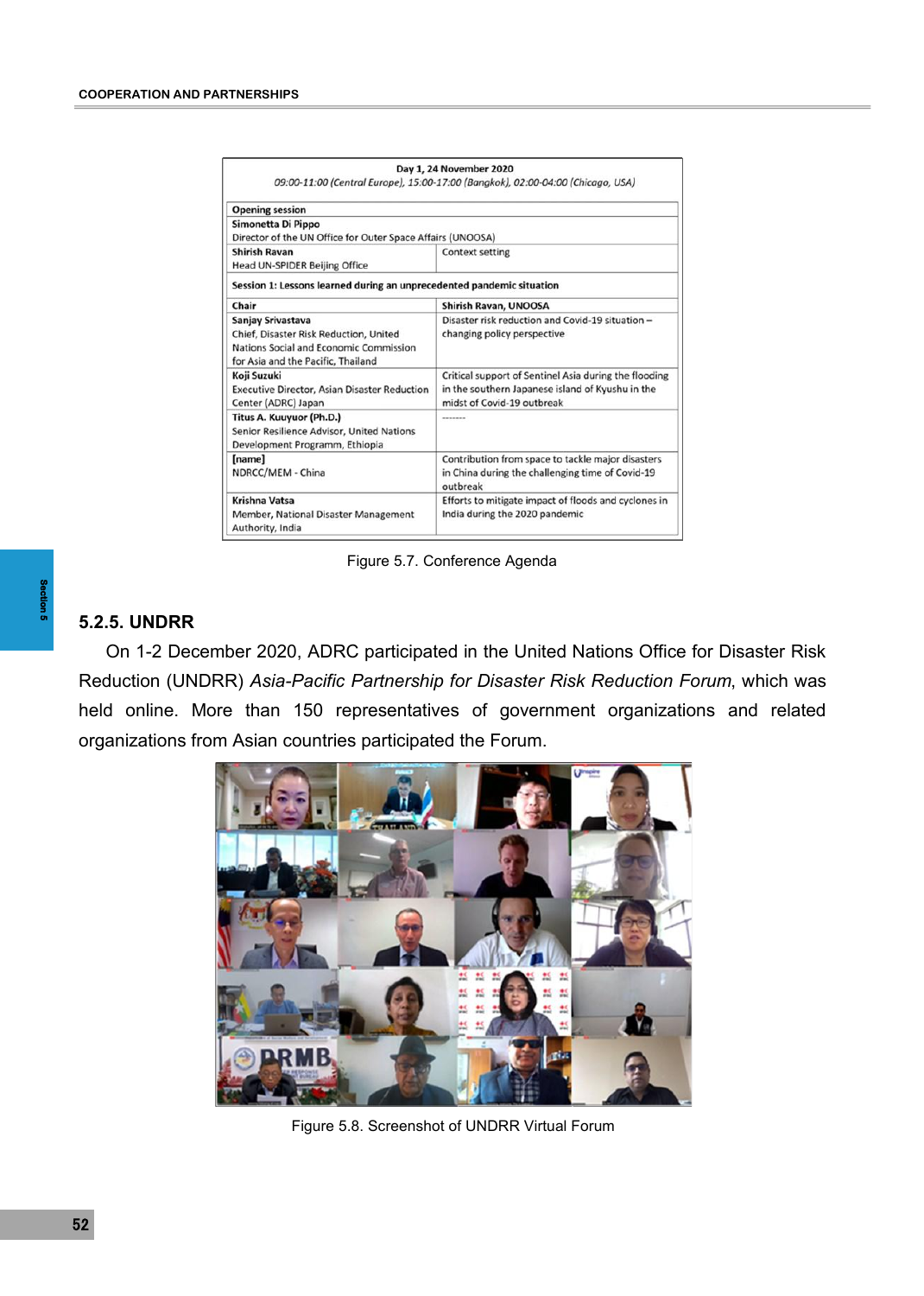| Day 1, 24 November 2020<br>09:00-11:00 (Central Europe), 15:00-17:00 (Bangkok), 02:00-04:00 (Chicago, USA) | |
|---|---|
| **Opening session** | |
| **Simonetta Di Pippo**<br>Director of the UN Office for Outer Space Affairs (UNOOSA) | |
| **Shirish Ravan**<br>Head UN-SPIDER Beijing Office | Context setting |
| **Session 1: Lessons learned during an unprecedented pandemic situation** | |
| **Chair** | **Shirish Ravan, UNOOSA** |
| **Sanjay Srivastava**<br>Chief, Disaster Risk Reduction, United Nations Social and Economic Commission for Asia and the Pacific, Thailand | Disaster risk reduction and Covid-19 situation – changing policy perspective |
| **Koji Suzuki**<br>Executive Director, Asian Disaster Reduction Center (ADRC) Japan | Critical support of Sentinel Asia during the flooding in the southern Japanese island of Kyushu in the midst of Covid-19 outbreak |
| **Titus A. Kuuyuor (Ph.D.)**<br>Senior Resilience Advisor, United Nations Development Programm, Ethiopia | ------- |
| **[name]**<br>NDRCC/MEM - China | Contribution from space to tackle major disasters in China during the challenging time of Covid-19 outbreak |
| **Krishna Vatsa**<br>Member, National Disaster Management Authority, India | Efforts to mitigate impact of floods and cyclones in India during the 2020 pandemic |

Figure 5.7. Conference Agenda

### 5.2.5. UNDRR

On 1-2 December 2020, ADRC participated in the United Nations Office for Disaster Risk Reduction (UNDRR) *Asia-Pacific Partnership for Disaster Risk Reduction Forum*, which was held online. More than 150 representatives of government organizations and related organizations from Asian countries participated the Forum.

Figure 5.8. Screenshot of UNDRR Virtual Forum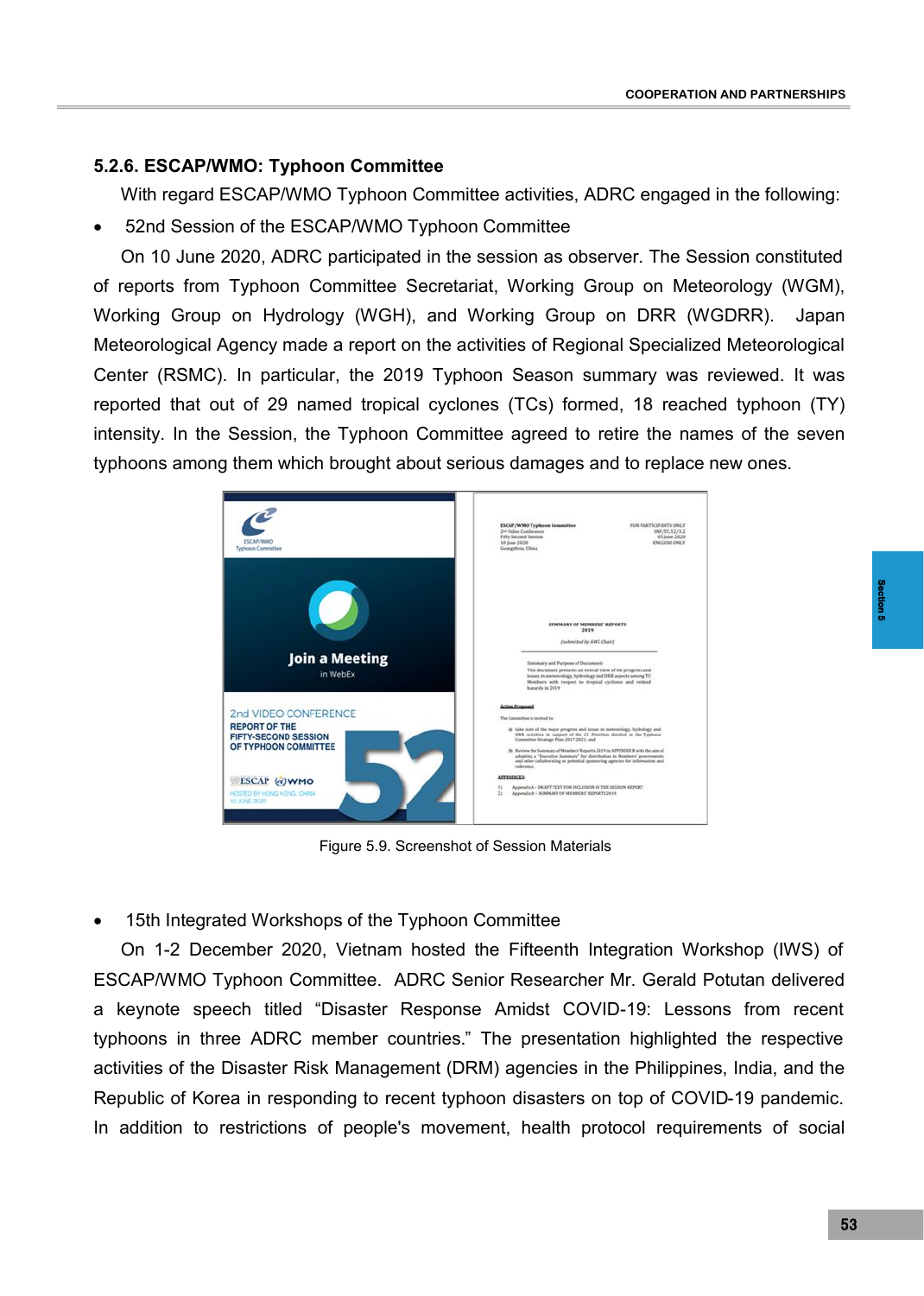### 5.2.6. ESCAP/WMO: Typhoon Committee

With regard ESCAP/WMO Typhoon Committee activities, ADRC engaged in the following:

- 52nd Session of the ESCAP/WMO Typhoon Committee

On 10 June 2020, ADRC participated in the session as observer. The Session constituted of reports from Typhoon Committee Secretariat, Working Group on Meteorology (WGM), Working Group on Hydrology (WGH), and Working Group on DRR (WGDRR). Japan Meteorological Agency made a report on the activities of Regional Specialized Meteorological Center (RSMC). In particular, the 2019 Typhoon Season summary was reviewed. It was reported that out of 29 named tropical cyclones (TCs) formed, 18 reached typhoon (TY) intensity. In the Session, the Typhoon Committee agreed to retire the names of the seven typhoons among them which brought about serious damages and to replace new ones.

Figure 5.9. Screenshot of Session Materials

- 15th Integrated Workshops of the Typhoon Committee

On 1-2 December 2020, Vietnam hosted the Fifteenth Integration Workshop (IWS) of ESCAP/WMO Typhoon Committee. ADRC Senior Researcher Mr. Gerald Potutan delivered a keynote speech titled "Disaster Response Amidst COVID-19: Lessons from recent typhoons in three ADRC member countries." The presentation highlighted the respective activities of the Disaster Risk Management (DRM) agencies in the Philippines, India, and the Republic of Korea in responding to recent typhoon disasters on top of COVID-19 pandemic. In addition to restrictions of people's movement, health protocol requirements of social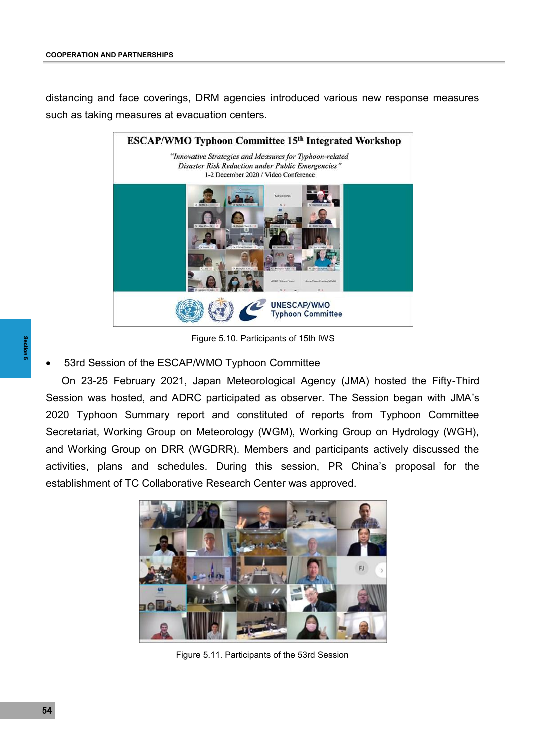distancing and face coverings, DRM agencies introduced various new response measures such as taking measures at evacuation centers.

Figure 5.10. Participants of 15th IWS

- 53rd Session of the ESCAP/WMO Typhoon Committee

On 23-25 February 2021, Japan Meteorological Agency (JMA) hosted the Fifty-Third Session was hosted, and ADRC participated as observer. The Session began with JMA's 2020 Typhoon Summary report and constituted of reports from Typhoon Committee Secretariat, Working Group on Meteorology (WGM), Working Group on Hydrology (WGH), and Working Group on DRR (WGDRR). Members and participants actively discussed the activities, plans and schedules. During this session, PR China's proposal for the establishment of TC Collaborative Research Center was approved.

Figure 5.11. Participants of the 53rd Session